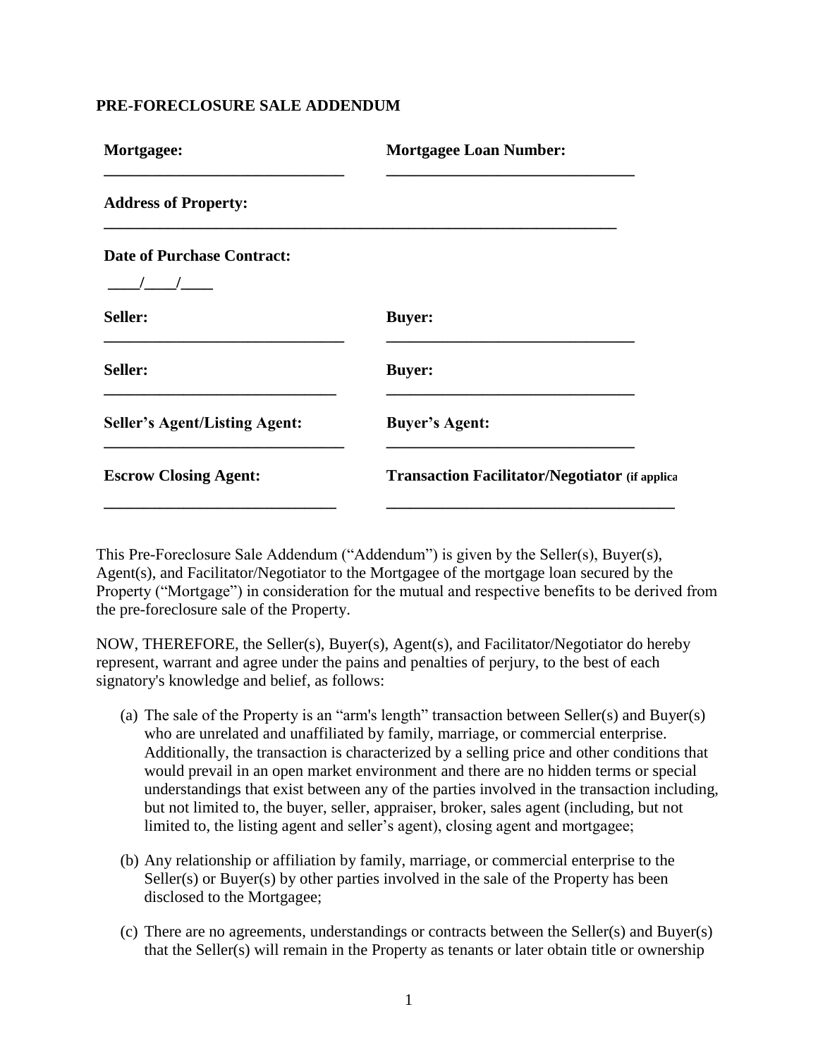**PRE-FORECLOSURE SALE ADDENDUM**

| **Mortgagee:** | **Mortgagee Loan Number:** |
|---|---|
| ______________________________ | ______________________________ |
| **Address of Property:** | |
| ______________________________________________________________ | |
| **Date of Purchase Contract:** | |
| ____/____/____ | |
| **Seller:** | **Buyer:** |
| ______________________________ | ______________________________ |
| **Seller:** | **Buyer:** |
| ______________________________ | ______________________________ |
| **Seller's Agent/Listing Agent:** | **Buyer's Agent:** |
| ______________________________ | ______________________________ |
| **Escrow Closing Agent:** | **Transaction Facilitator/Negotiator** (if applica |
| ______________________________ | ______________________________ |

This Pre-Foreclosure Sale Addendum ("Addendum") is given by the Seller(s), Buyer(s), Agent(s), and Facilitator/Negotiator to the Mortgagee of the mortgage loan secured by the Property ("Mortgage") in consideration for the mutual and respective benefits to be derived from the pre-foreclosure sale of the Property.

NOW, THEREFORE, the Seller(s), Buyer(s), Agent(s), and Facilitator/Negotiator do hereby represent, warrant and agree under the pains and penalties of perjury, to the best of each signatory's knowledge and belief, as follows:

(a) The sale of the Property is an "arm's length" transaction between Seller(s) and Buyer(s) who are unrelated and unaffiliated by family, marriage, or commercial enterprise. Additionally, the transaction is characterized by a selling price and other conditions that would prevail in an open market environment and there are no hidden terms or special understandings that exist between any of the parties involved in the transaction including, but not limited to, the buyer, seller, appraiser, broker, sales agent (including, but not limited to, the listing agent and seller's agent), closing agent and mortgagee;

(b) Any relationship or affiliation by family, marriage, or commercial enterprise to the Seller(s) or Buyer(s) by other parties involved in the sale of the Property has been disclosed to the Mortgagee;

(c) There are no agreements, understandings or contracts between the Seller(s) and Buyer(s) that the Seller(s) will remain in the Property as tenants or later obtain title or ownership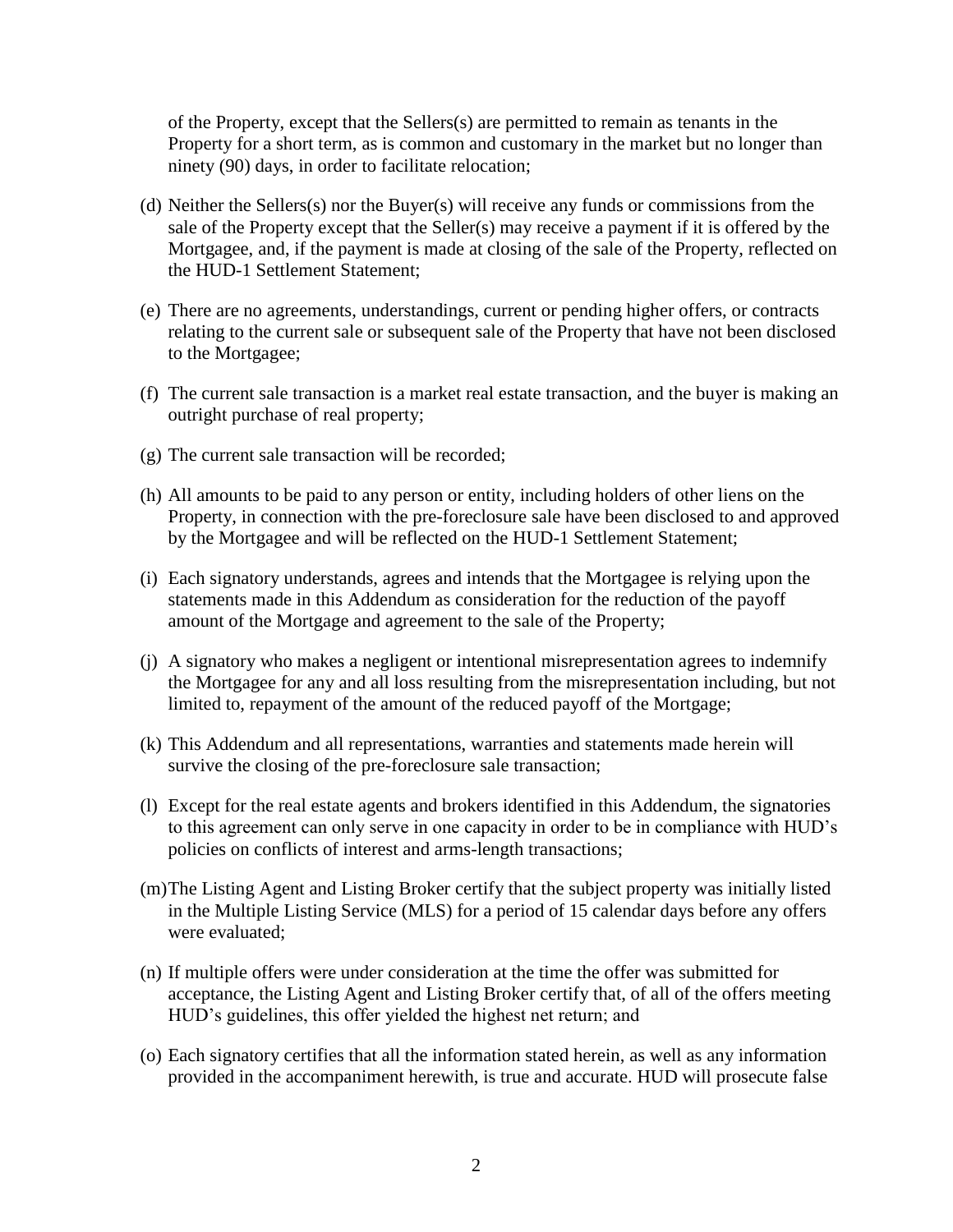of the Property, except that the Sellers(s) are permitted to remain as tenants in the Property for a short term, as is common and customary in the market but no longer than ninety (90) days, in order to facilitate relocation;

(d) Neither the Sellers(s) nor the Buyer(s) will receive any funds or commissions from the sale of the Property except that the Seller(s) may receive a payment if it is offered by the Mortgagee, and, if the payment is made at closing of the sale of the Property, reflected on the HUD-1 Settlement Statement;

(e) There are no agreements, understandings, current or pending higher offers, or contracts relating to the current sale or subsequent sale of the Property that have not been disclosed to the Mortgagee;

(f) The current sale transaction is a market real estate transaction, and the buyer is making an outright purchase of real property;

(g) The current sale transaction will be recorded;

(h) All amounts to be paid to any person or entity, including holders of other liens on the Property, in connection with the pre-foreclosure sale have been disclosed to and approved by the Mortgagee and will be reflected on the HUD-1 Settlement Statement;

(i) Each signatory understands, agrees and intends that the Mortgagee is relying upon the statements made in this Addendum as consideration for the reduction of the payoff amount of the Mortgage and agreement to the sale of the Property;

(j) A signatory who makes a negligent or intentional misrepresentation agrees to indemnify the Mortgagee for any and all loss resulting from the misrepresentation including, but not limited to, repayment of the amount of the reduced payoff of the Mortgage;

(k) This Addendum and all representations, warranties and statements made herein will survive the closing of the pre-foreclosure sale transaction;

(l) Except for the real estate agents and brokers identified in this Addendum, the signatories to this agreement can only serve in one capacity in order to be in compliance with HUD's policies on conflicts of interest and arms-length transactions;

(m) The Listing Agent and Listing Broker certify that the subject property was initially listed in the Multiple Listing Service (MLS) for a period of 15 calendar days before any offers were evaluated;

(n) If multiple offers were under consideration at the time the offer was submitted for acceptance, the Listing Agent and Listing Broker certify that, of all of the offers meeting HUD's guidelines, this offer yielded the highest net return; and

(o) Each signatory certifies that all the information stated herein, as well as any information provided in the accompaniment herewith, is true and accurate. HUD will prosecute false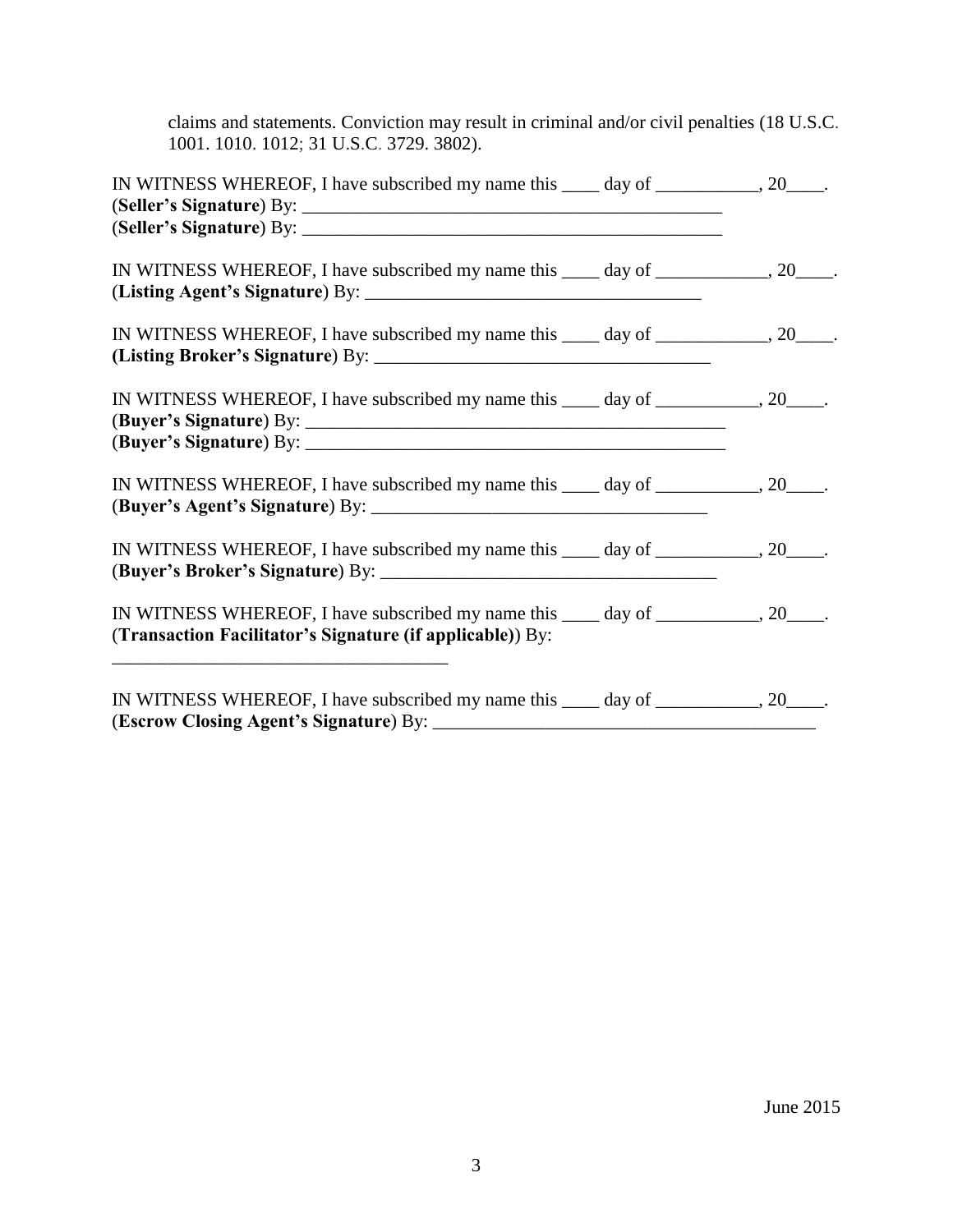claims and statements. Conviction may result in criminal and/or civil penalties (18 U.S.C. 1001. 1010. 1012; 31 U.S.C. 3729. 3802).

IN WITNESS WHEREOF, I have subscribed my name this ____ day of ___________, 20____.
(**Seller's Signature**) By: _______________________________________________
(**Seller's Signature**) By: _______________________________________________

IN WITNESS WHEREOF, I have subscribed my name this ____ day of ____________, 20____.
(**Listing Agent's Signature**) By: ____________________________________

IN WITNESS WHEREOF, I have subscribed my name this ____ day of ____________, 20____.
**(Listing Broker's Signature**) By: ____________________________________

IN WITNESS WHEREOF, I have subscribed my name this ____ day of ___________, 20____.
(**Buyer's Signature**) By: _______________________________________________
(**Buyer's Signature**) By: _______________________________________________

IN WITNESS WHEREOF, I have subscribed my name this ____ day of ___________, 20____.
(**Buyer's Agent's Signature**) By: ____________________________________

IN WITNESS WHEREOF, I have subscribed my name this ____ day of ___________, 20____.
(**Buyer's Broker's Signature**) By: ____________________________________

IN WITNESS WHEREOF, I have subscribed my name this ____ day of ___________, 20____.
(**Transaction Facilitator's Signature (if applicable)**) By:
____________________________________

IN WITNESS WHEREOF, I have subscribed my name this ____ day of ___________, 20____.
(**Escrow Closing Agent's Signature**) By: ________________________________________

June 2015